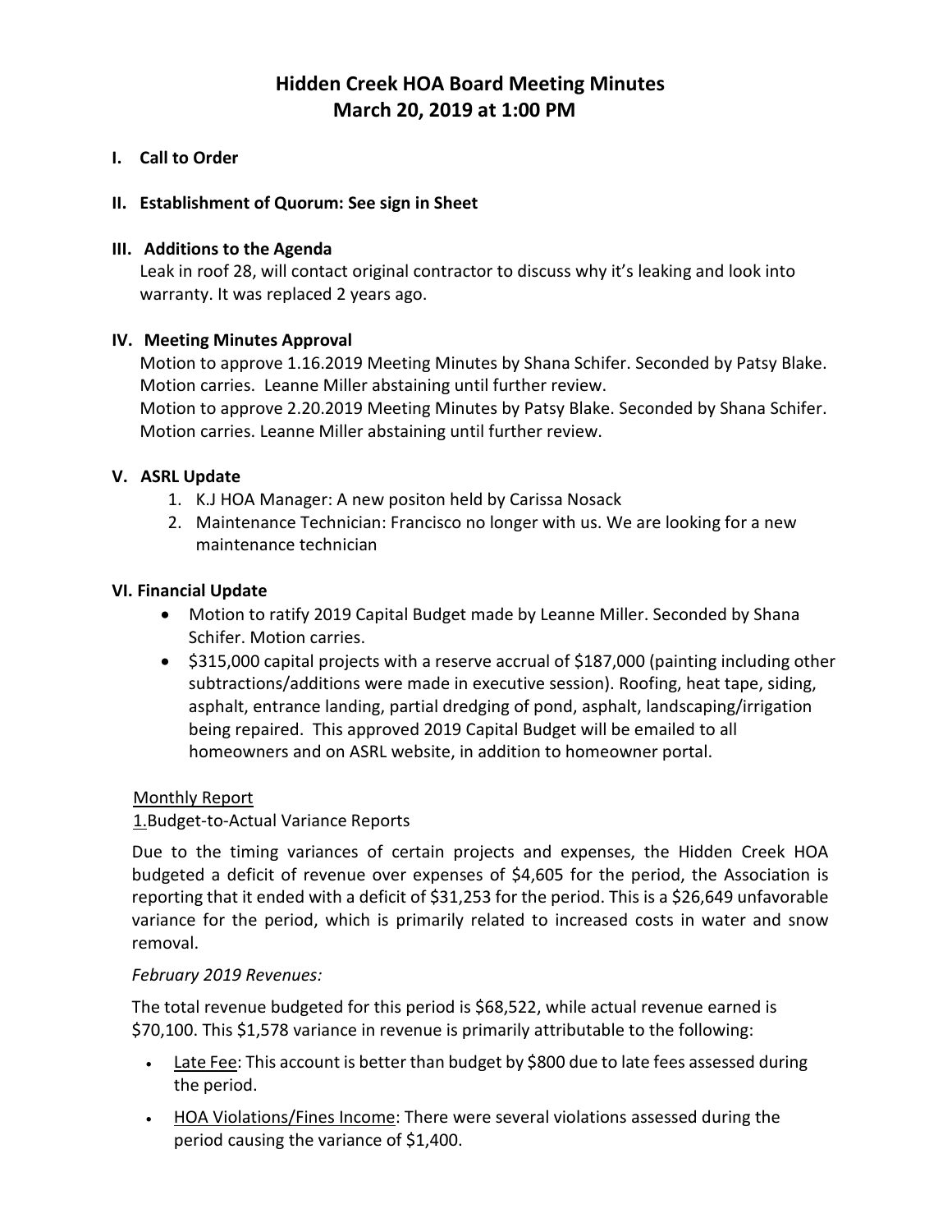# Hidden Creek HOA Board Meeting Minutes
## March 20, 2019 at 1:00 PM

**I. Call to Order**

**II. Establishment of Quorum: See sign in Sheet**

**III. Additions to the Agenda**

Leak in roof 28, will contact original contractor to discuss why it's leaking and look into warranty. It was replaced 2 years ago.

**IV. Meeting Minutes Approval**

Motion to approve 1.16.2019 Meeting Minutes by Shana Schifer. Seconded by Patsy Blake. Motion carries. Leanne Miller abstaining until further review.
Motion to approve 2.20.2019 Meeting Minutes by Patsy Blake. Seconded by Shana Schifer. Motion carries. Leanne Miller abstaining until further review.

**V. ASRL Update**

1. K.J HOA Manager: A new positon held by Carissa Nosack
2. Maintenance Technician: Francisco no longer with us. We are looking for a new maintenance technician

**VI. Financial Update**

- Motion to ratify 2019 Capital Budget made by Leanne Miller. Seconded by Shana Schifer. Motion carries.
- $315,000 capital projects with a reserve accrual of $187,000 (painting including other subtractions/additions were made in executive session). Roofing, heat tape, siding, asphalt, entrance landing, partial dredging of pond, asphalt, landscaping/irrigation being repaired. This approved 2019 Capital Budget will be emailed to all homeowners and on ASRL website, in addition to homeowner portal.

Monthly Report

1.Budget-to-Actual Variance Reports

Due to the timing variances of certain projects and expenses, the Hidden Creek HOA budgeted a deficit of revenue over expenses of $4,605 for the period, the Association is reporting that it ended with a deficit of $31,253 for the period. This is a $26,649 unfavorable variance for the period, which is primarily related to increased costs in water and snow removal.

*February 2019 Revenues:*

The total revenue budgeted for this period is $68,522, while actual revenue earned is $70,100. This $1,578 variance in revenue is primarily attributable to the following:

- Late Fee: This account is better than budget by $800 due to late fees assessed during the period.
- HOA Violations/Fines Income: There were several violations assessed during the period causing the variance of $1,400.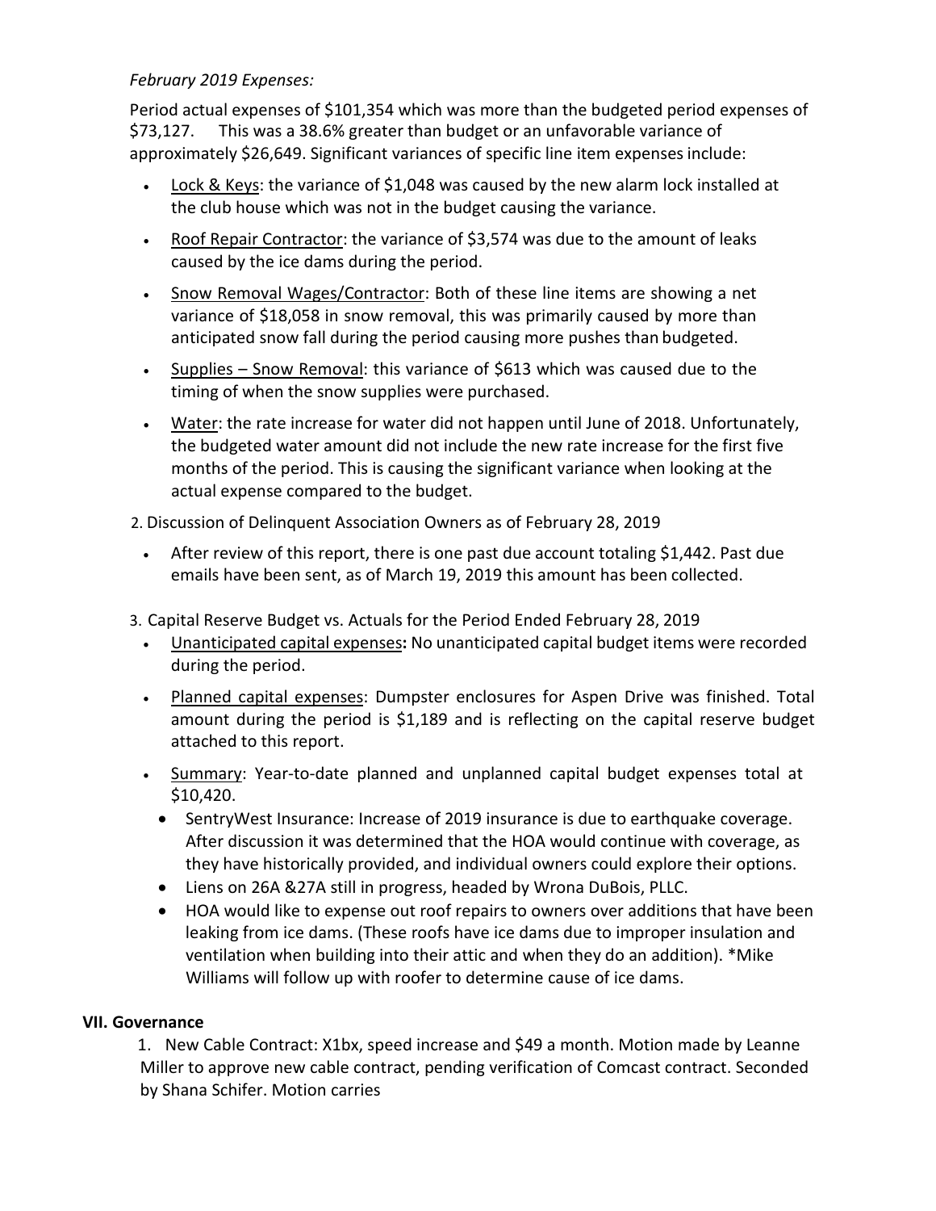*February 2019 Expenses:*

Period actual expenses of $101,354 which was more than the budgeted period expenses of $73,127. This was a 38.6% greater than budget or an unfavorable variance of approximately $26,649. Significant variances of specific line item expenses include:

- Lock & Keys: the variance of $1,048 was caused by the new alarm lock installed at the club house which was not in the budget causing the variance.
- Roof Repair Contractor: the variance of $3,574 was due to the amount of leaks caused by the ice dams during the period.
- Snow Removal Wages/Contractor: Both of these line items are showing a net variance of $18,058 in snow removal, this was primarily caused by more than anticipated snow fall during the period causing more pushes than budgeted.
- Supplies – Snow Removal: this variance of $613 which was caused due to the timing of when the snow supplies were purchased.
- Water: the rate increase for water did not happen until June of 2018. Unfortunately, the budgeted water amount did not include the new rate increase for the first five months of the period. This is causing the significant variance when looking at the actual expense compared to the budget.

2. Discussion of Delinquent Association Owners as of February 28, 2019

- After review of this report, there is one past due account totaling $1,442. Past due emails have been sent, as of March 19, 2019 this amount has been collected.

3. Capital Reserve Budget vs. Actuals for the Period Ended February 28, 2019

- Unanticipated capital expenses**:** No unanticipated capital budget items were recorded during the period.
- Planned capital expenses: Dumpster enclosures for Aspen Drive was finished. Total amount during the period is $1,189 and is reflecting on the capital reserve budget attached to this report.
- Summary: Year-to-date planned and unplanned capital budget expenses total at $10,420.
  - SentryWest Insurance: Increase of 2019 insurance is due to earthquake coverage. After discussion it was determined that the HOA would continue with coverage, as they have historically provided, and individual owners could explore their options.
  - Liens on 26A &27A still in progress, headed by Wrona DuBois, PLLC.
  - HOA would like to expense out roof repairs to owners over additions that have been leaking from ice dams. (These roofs have ice dams due to improper insulation and ventilation when building into their attic and when they do an addition). *Mike Williams will follow up with roofer to determine cause of ice dams.

## VII. Governance

1. New Cable Contract: X1bx, speed increase and $49 a month. Motion made by Leanne Miller to approve new cable contract, pending verification of Comcast contract. Seconded by Shana Schifer. Motion carries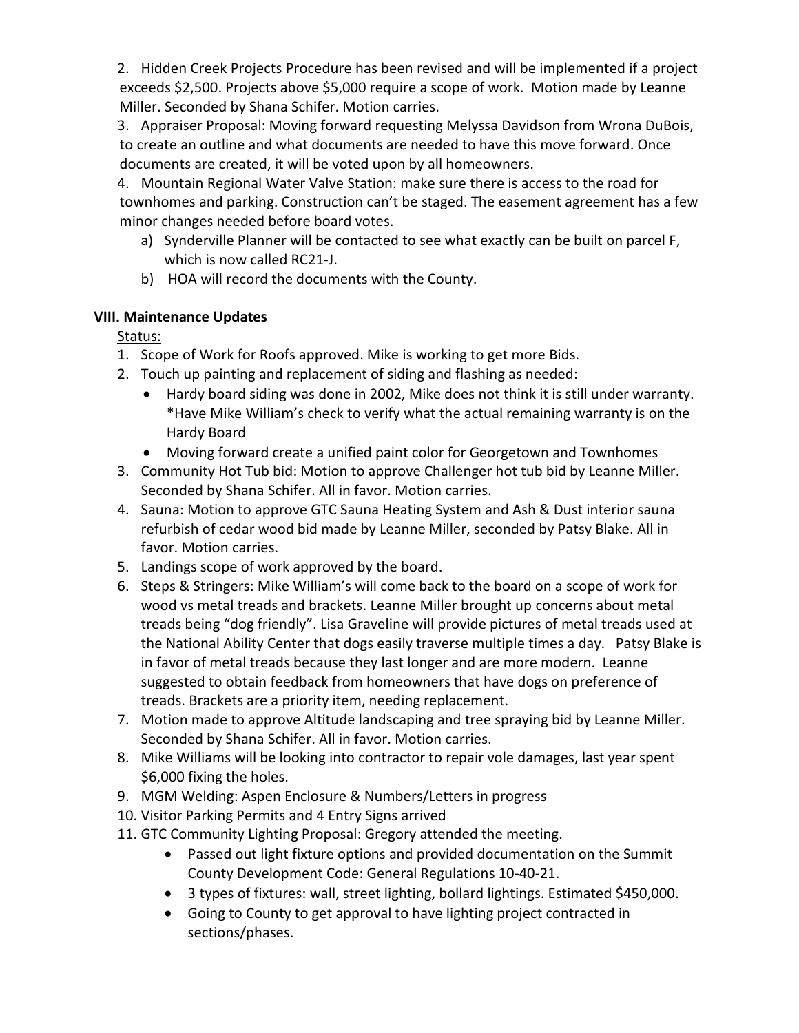2. Hidden Creek Projects Procedure has been revised and will be implemented if a project exceeds $2,500. Projects above $5,000 require a scope of work. Motion made by Leanne Miller. Seconded by Shana Schifer. Motion carries.
3. Appraiser Proposal: Moving forward requesting Melyssa Davidson from Wrona DuBois, to create an outline and what documents are needed to have this move forward. Once documents are created, it will be voted upon by all homeowners.
4. Mountain Regional Water Valve Station: make sure there is access to the road for townhomes and parking. Construction can't be staged. The easement agreement has a few minor changes needed before board votes.
   a) Synderville Planner will be contacted to see what exactly can be built on parcel F, which is now called RC21-J.
   b) HOA will record the documents with the County.

**VIII. Maintenance Updates**

Status:

1. Scope of Work for Roofs approved. Mike is working to get more Bids.
2. Touch up painting and replacement of siding and flashing as needed:
   - Hardy board siding was done in 2002, Mike does not think it is still under warranty. *Have Mike William's check to verify what the actual remaining warranty is on the Hardy Board
   - Moving forward create a unified paint color for Georgetown and Townhomes
3. Community Hot Tub bid: Motion to approve Challenger hot tub bid by Leanne Miller. Seconded by Shana Schifer. All in favor. Motion carries.
4. Sauna: Motion to approve GTC Sauna Heating System and Ash & Dust interior sauna refurbish of cedar wood bid made by Leanne Miller, seconded by Patsy Blake. All in favor. Motion carries.
5. Landings scope of work approved by the board.
6. Steps & Stringers: Mike William's will come back to the board on a scope of work for wood vs metal treads and brackets. Leanne Miller brought up concerns about metal treads being "dog friendly". Lisa Graveline will provide pictures of metal treads used at the National Ability Center that dogs easily traverse multiple times a day. Patsy Blake is in favor of metal treads because they last longer and are more modern. Leanne suggested to obtain feedback from homeowners that have dogs on preference of treads. Brackets are a priority item, needing replacement.
7. Motion made to approve Altitude landscaping and tree spraying bid by Leanne Miller. Seconded by Shana Schifer. All in favor. Motion carries.
8. Mike Williams will be looking into contractor to repair vole damages, last year spent $6,000 fixing the holes.
9. MGM Welding: Aspen Enclosure & Numbers/Letters in progress
10. Visitor Parking Permits and 4 Entry Signs arrived
11. GTC Community Lighting Proposal: Gregory attended the meeting.
    - Passed out light fixture options and provided documentation on the Summit County Development Code: General Regulations 10-40-21.
    - 3 types of fixtures: wall, street lighting, bollard lightings. Estimated $450,000.
    - Going to County to get approval to have lighting project contracted in sections/phases.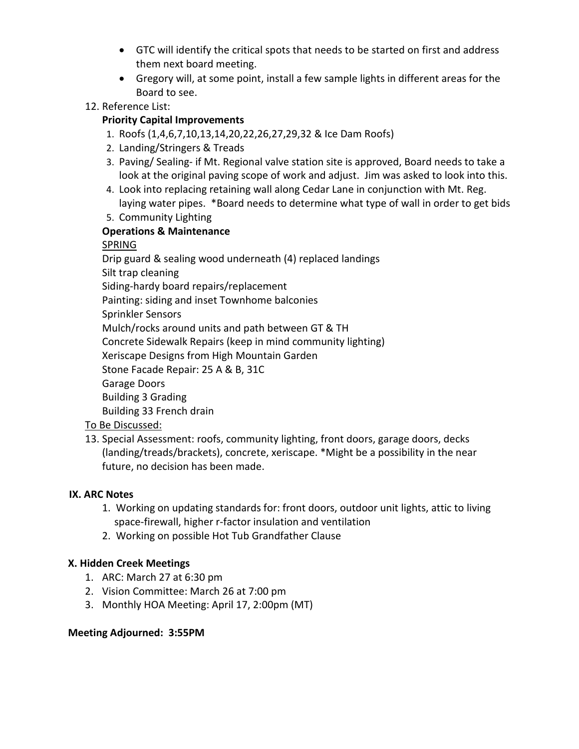- GTC will identify the critical spots that needs to be started on first and address them next board meeting.
- Gregory will, at some point, install a few sample lights in different areas for the Board to see.

12. Reference List:

    **Priority Capital Improvements**

    1. Roofs (1,4,6,7,10,13,14,20,22,26,27,29,32 & Ice Dam Roofs)
    2. Landing/Stringers & Treads
    3. Paving/ Sealing- if Mt. Regional valve station site is approved, Board needs to take a look at the original paving scope of work and adjust. Jim was asked to look into this.
    4. Look into replacing retaining wall along Cedar Lane in conjunction with Mt. Reg. laying water pipes. *Board needs to determine what type of wall in order to get bids
    5. Community Lighting

    **Operations & Maintenance**

    SPRING

    Drip guard & sealing wood underneath (4) replaced landings
    Silt trap cleaning
    Siding-hardy board repairs/replacement
    Painting: siding and inset Townhome balconies
    Sprinkler Sensors
    Mulch/rocks around units and path between GT & TH
    Concrete Sidewalk Repairs (keep in mind community lighting)
    Xeriscape Designs from High Mountain Garden
    Stone Facade Repair: 25 A & B, 31C
    Garage Doors
    Building 3 Grading
    Building 33 French drain

To Be Discussed:

13. Special Assessment: roofs, community lighting, front doors, garage doors, decks (landing/treads/brackets), concrete, xeriscape. *Might be a possibility in the near future, no decision has been made.

## IX. ARC Notes

1. Working on updating standards for: front doors, outdoor unit lights, attic to living space-firewall, higher r-factor insulation and ventilation
2. Working on possible Hot Tub Grandfather Clause

## X. Hidden Creek Meetings

1. ARC: March 27 at 6:30 pm
2. Vision Committee: March 26 at 7:00 pm
3. Monthly HOA Meeting: April 17, 2:00pm (MT)

**Meeting Adjourned: 3:55PM**